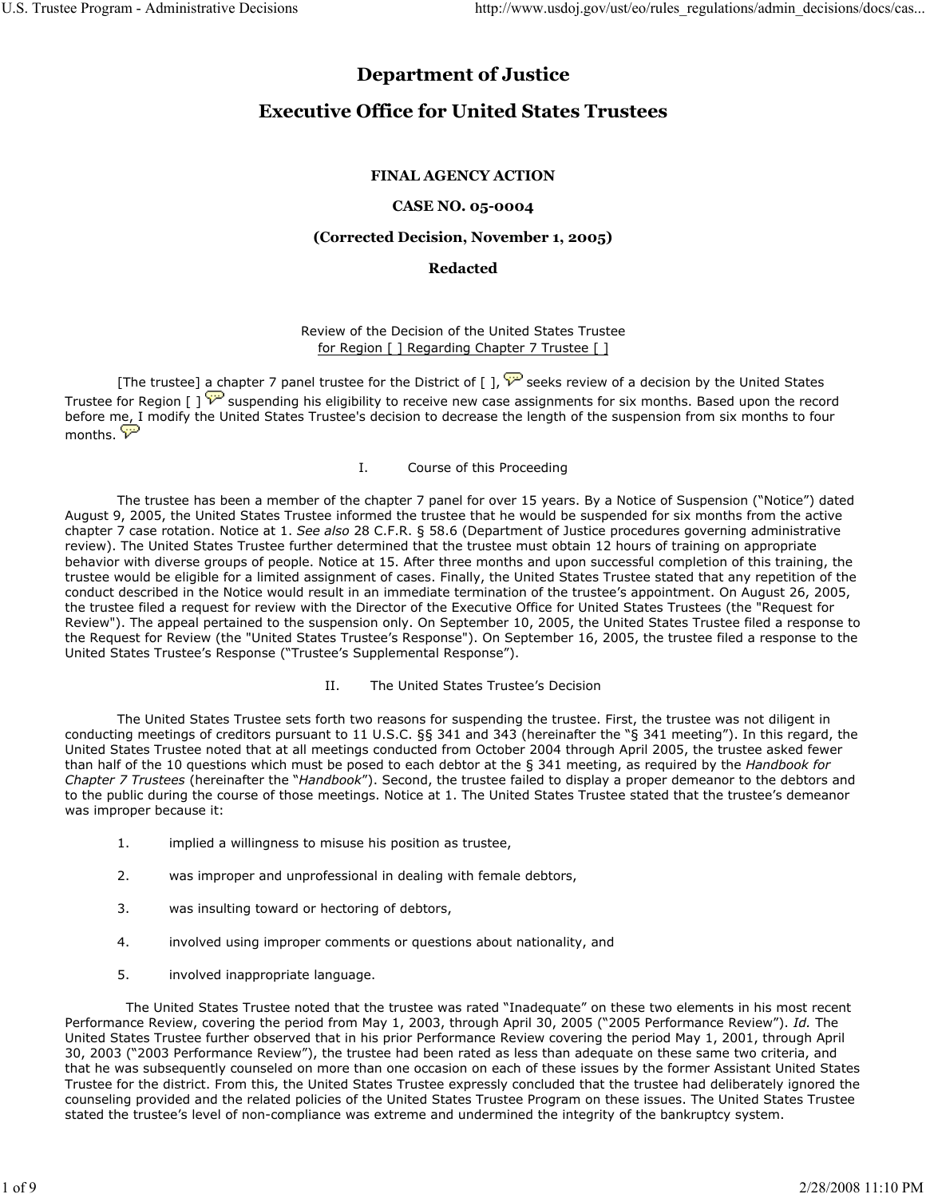# Department of Justice

# Executive Office for United States Trustees

**FINAL AGENCY ACTION**

**CASE NO. 05-0004**

**(Corrected Decision, November 1, 2005)**

**Redacted**

Review of the Decision of the United States Trustee
for Region [ ] Regarding Chapter 7 Trustee [ ]

[The trustee] a chapter 7 panel trustee for the District of [ ], seeks review of a decision by the United States Trustee for Region [ ] suspending his eligibility to receive new case assignments for six months. Based upon the record before me, I modify the United States Trustee's decision to decrease the length of the suspension from six months to four months.

I. Course of this Proceeding

The trustee has been a member of the chapter 7 panel for over 15 years. By a Notice of Suspension ("Notice") dated August 9, 2005, the United States Trustee informed the trustee that he would be suspended for six months from the active chapter 7 case rotation. Notice at 1. *See also* 28 C.F.R. § 58.6 (Department of Justice procedures governing administrative review). The United States Trustee further determined that the trustee must obtain 12 hours of training on appropriate behavior with diverse groups of people. Notice at 15. After three months and upon successful completion of this training, the trustee would be eligible for a limited assignment of cases. Finally, the United States Trustee stated that any repetition of the conduct described in the Notice would result in an immediate termination of the trustee's appointment. On August 26, 2005, the trustee filed a request for review with the Director of the Executive Office for United States Trustees (the "Request for Review"). The appeal pertained to the suspension only. On September 10, 2005, the United States Trustee filed a response to the Request for Review (the "United States Trustee's Response"). On September 16, 2005, the trustee filed a response to the United States Trustee's Response ("Trustee's Supplemental Response").

II. The United States Trustee's Decision

The United States Trustee sets forth two reasons for suspending the trustee. First, the trustee was not diligent in conducting meetings of creditors pursuant to 11 U.S.C. §§ 341 and 343 (hereinafter the "§ 341 meeting"). In this regard, the United States Trustee noted that at all meetings conducted from October 2004 through April 2005, the trustee asked fewer than half of the 10 questions which must be posed to each debtor at the § 341 meeting, as required by the *Handbook for Chapter 7 Trustees* (hereinafter the "*Handbook*"). Second, the trustee failed to display a proper demeanor to the debtors and to the public during the course of those meetings. Notice at 1. The United States Trustee stated that the trustee's demeanor was improper because it:

1. implied a willingness to misuse his position as trustee,
2. was improper and unprofessional in dealing with female debtors,
3. was insulting toward or hectoring of debtors,
4. involved using improper comments or questions about nationality, and
5. involved inappropriate language.

The United States Trustee noted that the trustee was rated "Inadequate" on these two elements in his most recent Performance Review, covering the period from May 1, 2003, through April 30, 2005 ("2005 Performance Review"). *Id.* The United States Trustee further observed that in his prior Performance Review covering the period May 1, 2001, through April 30, 2003 ("2003 Performance Review"), the trustee had been rated as less than adequate on these same two criteria, and that he was subsequently counseled on more than one occasion on each of these issues by the former Assistant United States Trustee for the district. From this, the United States Trustee expressly concluded that the trustee had deliberately ignored the counseling provided and the related policies of the United States Trustee Program on these issues. The United States Trustee stated the trustee's level of non-compliance was extreme and undermined the integrity of the bankruptcy system.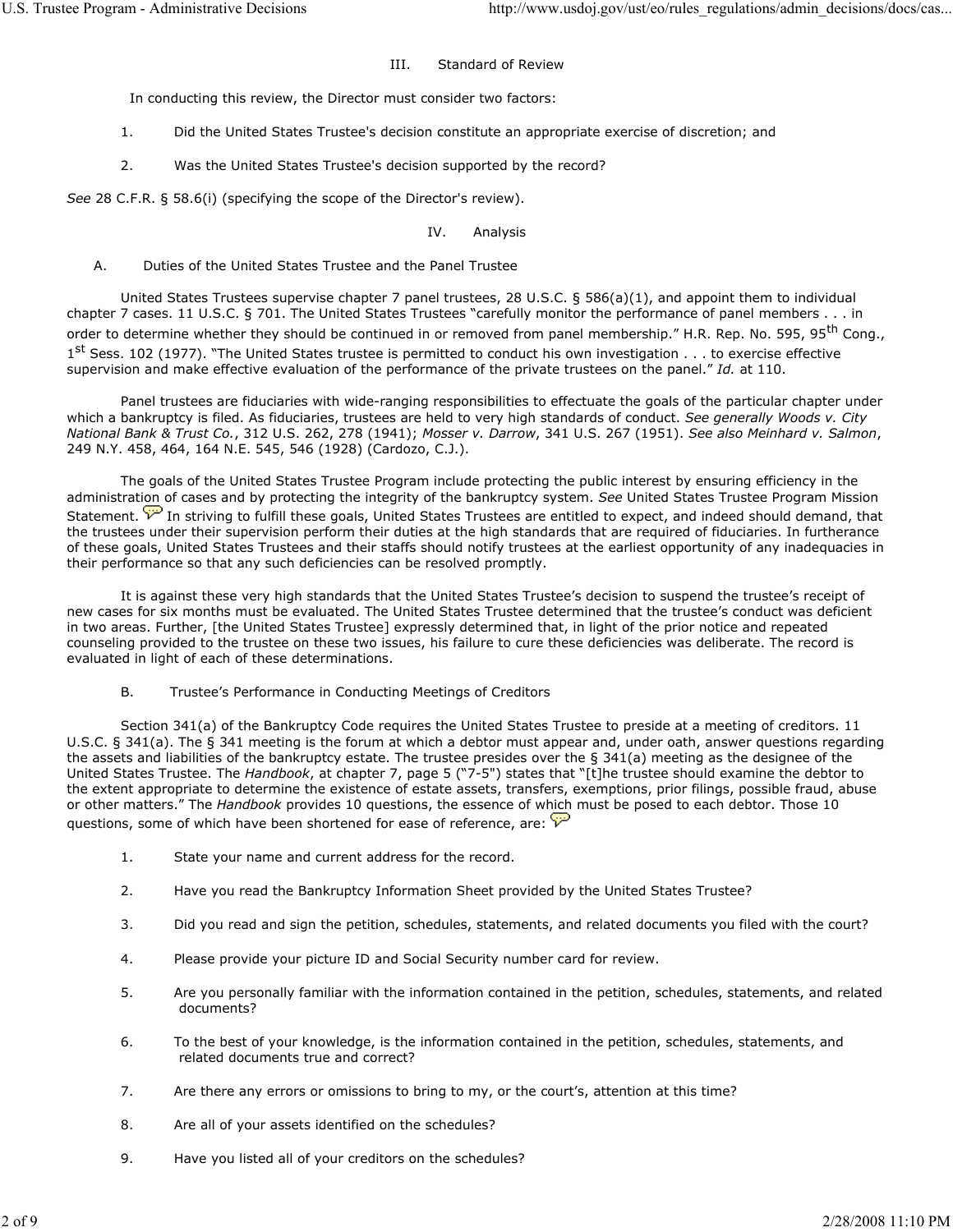## III. Standard of Review

In conducting this review, the Director must consider two factors:

1. Did the United States Trustee's decision constitute an appropriate exercise of discretion; and

2. Was the United States Trustee's decision supported by the record?

*See* 28 C.F.R. § 58.6(i) (specifying the scope of the Director's review).

## IV. Analysis

### A. Duties of the United States Trustee and the Panel Trustee

United States Trustees supervise chapter 7 panel trustees, 28 U.S.C. § 586(a)(1), and appoint them to individual chapter 7 cases. 11 U.S.C. § 701. The United States Trustees "carefully monitor the performance of panel members . . . in order to determine whether they should be continued in or removed from panel membership." H.R. Rep. No. 595, 95th Cong., 1st Sess. 102 (1977). "The United States trustee is permitted to conduct his own investigation . . . to exercise effective supervision and make effective evaluation of the performance of the private trustees on the panel." *Id.* at 110.

Panel trustees are fiduciaries with wide-ranging responsibilities to effectuate the goals of the particular chapter under which a bankruptcy is filed. As fiduciaries, trustees are held to very high standards of conduct. *See generally Woods v. City National Bank & Trust Co.*, 312 U.S. 262, 278 (1941); *Mosser v. Darrow*, 341 U.S. 267 (1951). *See also Meinhard v. Salmon*, 249 N.Y. 458, 464, 164 N.E. 545, 546 (1928) (Cardozo, C.J.).

The goals of the United States Trustee Program include protecting the public interest by ensuring efficiency in the administration of cases and by protecting the integrity of the bankruptcy system. *See* United States Trustee Program Mission Statement. In striving to fulfill these goals, United States Trustees are entitled to expect, and indeed should demand, that the trustees under their supervision perform their duties at the high standards that are required of fiduciaries. In furtherance of these goals, United States Trustees and their staffs should notify trustees at the earliest opportunity of any inadequacies in their performance so that any such deficiencies can be resolved promptly.

It is against these very high standards that the United States Trustee's decision to suspend the trustee's receipt of new cases for six months must be evaluated. The United States Trustee determined that the trustee's conduct was deficient in two areas. Further, [the United States Trustee] expressly determined that, in light of the prior notice and repeated counseling provided to the trustee on these two issues, his failure to cure these deficiencies was deliberate. The record is evaluated in light of each of these determinations.

### B. Trustee's Performance in Conducting Meetings of Creditors

Section 341(a) of the Bankruptcy Code requires the United States Trustee to preside at a meeting of creditors. 11 U.S.C. § 341(a). The § 341 meeting is the forum at which a debtor must appear and, under oath, answer questions regarding the assets and liabilities of the bankruptcy estate. The trustee presides over the § 341(a) meeting as the designee of the United States Trustee. The *Handbook*, at chapter 7, page 5 ("7-5") states that "[t]he trustee should examine the debtor to the extent appropriate to determine the existence of estate assets, transfers, exemptions, prior filings, possible fraud, abuse or other matters." The *Handbook* provides 10 questions, the essence of which must be posed to each debtor. Those 10 questions, some of which have been shortened for ease of reference, are:

1. State your name and current address for the record.

2. Have you read the Bankruptcy Information Sheet provided by the United States Trustee?

3. Did you read and sign the petition, schedules, statements, and related documents you filed with the court?

4. Please provide your picture ID and Social Security number card for review.

5. Are you personally familiar with the information contained in the petition, schedules, statements, and related documents?

6. To the best of your knowledge, is the information contained in the petition, schedules, statements, and related documents true and correct?

7. Are there any errors or omissions to bring to my, or the court's, attention at this time?

8. Are all of your assets identified on the schedules?

9. Have you listed all of your creditors on the schedules?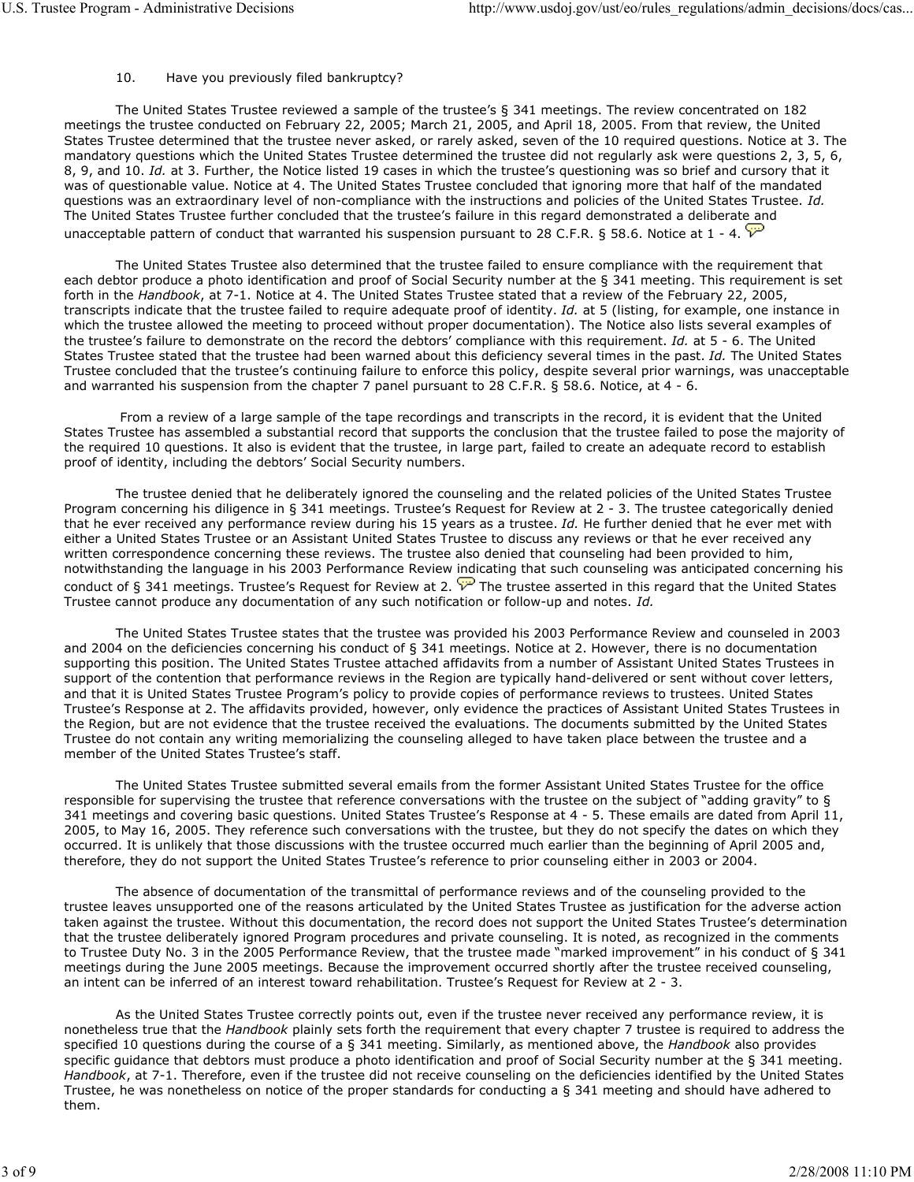10. Have you previously filed bankruptcy?

The United States Trustee reviewed a sample of the trustee's § 341 meetings. The review concentrated on 182 meetings the trustee conducted on February 22, 2005; March 21, 2005, and April 18, 2005. From that review, the United States Trustee determined that the trustee never asked, or rarely asked, seven of the 10 required questions. Notice at 3. The mandatory questions which the United States Trustee determined the trustee did not regularly ask were questions 2, 3, 5, 6, 8, 9, and 10. *Id.* at 3. Further, the Notice listed 19 cases in which the trustee's questioning was so brief and cursory that it was of questionable value. Notice at 4. The United States Trustee concluded that ignoring more that half of the mandated questions was an extraordinary level of non-compliance with the instructions and policies of the United States Trustee. *Id.* The United States Trustee further concluded that the trustee's failure in this regard demonstrated a deliberate and unacceptable pattern of conduct that warranted his suspension pursuant to 28 C.F.R. § 58.6. Notice at 1 - 4.

The United States Trustee also determined that the trustee failed to ensure compliance with the requirement that each debtor produce a photo identification and proof of Social Security number at the § 341 meeting. This requirement is set forth in the *Handbook*, at 7-1. Notice at 4. The United States Trustee stated that a review of the February 22, 2005, transcripts indicate that the trustee failed to require adequate proof of identity. *Id.* at 5 (listing, for example, one instance in which the trustee allowed the meeting to proceed without proper documentation). The Notice also lists several examples of the trustee's failure to demonstrate on the record the debtors' compliance with this requirement. *Id.* at 5 - 6. The United States Trustee stated that the trustee had been warned about this deficiency several times in the past. *Id.* The United States Trustee concluded that the trustee's continuing failure to enforce this policy, despite several prior warnings, was unacceptable and warranted his suspension from the chapter 7 panel pursuant to 28 C.F.R. § 58.6. Notice, at 4 - 6.

From a review of a large sample of the tape recordings and transcripts in the record, it is evident that the United States Trustee has assembled a substantial record that supports the conclusion that the trustee failed to pose the majority of the required 10 questions. It also is evident that the trustee, in large part, failed to create an adequate record to establish proof of identity, including the debtors' Social Security numbers.

The trustee denied that he deliberately ignored the counseling and the related policies of the United States Trustee Program concerning his diligence in § 341 meetings. Trustee's Request for Review at 2 - 3. The trustee categorically denied that he ever received any performance review during his 15 years as a trustee. *Id.* He further denied that he ever met with either a United States Trustee or an Assistant United States Trustee to discuss any reviews or that he ever received any written correspondence concerning these reviews. The trustee also denied that counseling had been provided to him, notwithstanding the language in his 2003 Performance Review indicating that such counseling was anticipated concerning his conduct of § 341 meetings. Trustee's Request for Review at 2. The trustee asserted in this regard that the United States Trustee cannot produce any documentation of any such notification or follow-up and notes. *Id.*

The United States Trustee states that the trustee was provided his 2003 Performance Review and counseled in 2003 and 2004 on the deficiencies concerning his conduct of § 341 meetings. Notice at 2. However, there is no documentation supporting this position. The United States Trustee attached affidavits from a number of Assistant United States Trustees in support of the contention that performance reviews in the Region are typically hand-delivered or sent without cover letters, and that it is United States Trustee Program's policy to provide copies of performance reviews to trustees. United States Trustee's Response at 2. The affidavits provided, however, only evidence the practices of Assistant United States Trustees in the Region, but are not evidence that the trustee received the evaluations. The documents submitted by the United States Trustee do not contain any writing memorializing the counseling alleged to have taken place between the trustee and a member of the United States Trustee's staff.

The United States Trustee submitted several emails from the former Assistant United States Trustee for the office responsible for supervising the trustee that reference conversations with the trustee on the subject of "adding gravity" to § 341 meetings and covering basic questions. United States Trustee's Response at 4 - 5. These emails are dated from April 11, 2005, to May 16, 2005. They reference such conversations with the trustee, but they do not specify the dates on which they occurred. It is unlikely that those discussions with the trustee occurred much earlier than the beginning of April 2005 and, therefore, they do not support the United States Trustee's reference to prior counseling either in 2003 or 2004.

The absence of documentation of the transmittal of performance reviews and of the counseling provided to the trustee leaves unsupported one of the reasons articulated by the United States Trustee as justification for the adverse action taken against the trustee. Without this documentation, the record does not support the United States Trustee's determination that the trustee deliberately ignored Program procedures and private counseling. It is noted, as recognized in the comments to Trustee Duty No. 3 in the 2005 Performance Review, that the trustee made "marked improvement" in his conduct of § 341 meetings during the June 2005 meetings. Because the improvement occurred shortly after the trustee received counseling, an intent can be inferred of an interest toward rehabilitation. Trustee's Request for Review at 2 - 3.

As the United States Trustee correctly points out, even if the trustee never received any performance review, it is nonetheless true that the *Handbook* plainly sets forth the requirement that every chapter 7 trustee is required to address the specified 10 questions during the course of a § 341 meeting. Similarly, as mentioned above, the *Handbook* also provides specific guidance that debtors must produce a photo identification and proof of Social Security number at the § 341 meeting. *Handbook*, at 7-1. Therefore, even if the trustee did not receive counseling on the deficiencies identified by the United States Trustee, he was nonetheless on notice of the proper standards for conducting a § 341 meeting and should have adhered to them.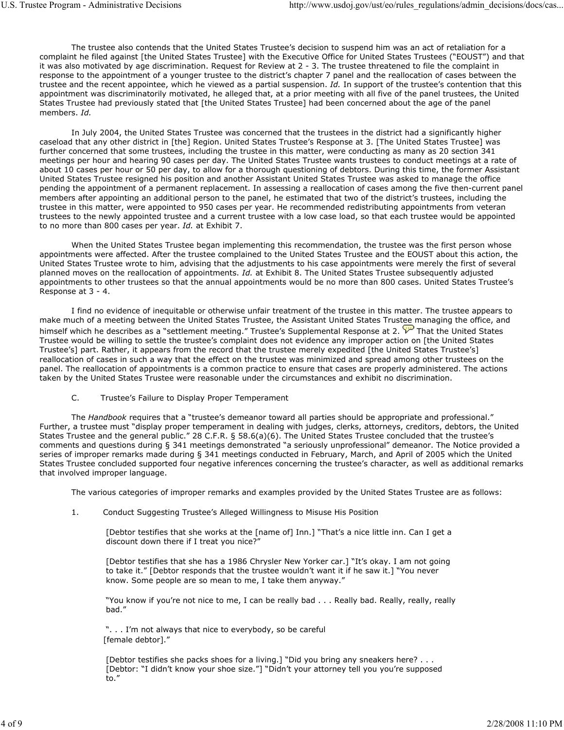The trustee also contends that the United States Trustee's decision to suspend him was an act of retaliation for a complaint he filed against [the United States Trustee] with the Executive Office for United States Trustees ("EOUST") and that it was also motivated by age discrimination. Request for Review at 2 - 3. The trustee threatened to file the complaint in response to the appointment of a younger trustee to the district's chapter 7 panel and the reallocation of cases between the trustee and the recent appointee, which he viewed as a partial suspension. *Id.* In support of the trustee's contention that this appointment was discriminatorily motivated, he alleged that, at a prior meeting with all five of the panel trustees, the United States Trustee had previously stated that [the United States Trustee] had been concerned about the age of the panel members. *Id.*

In July 2004, the United States Trustee was concerned that the trustees in the district had a significantly higher caseload that any other district in [the] Region. United States Trustee's Response at 3. [The United States Trustee] was further concerned that some trustees, including the trustee in this matter, were conducting as many as 20 section 341 meetings per hour and hearing 90 cases per day. The United States Trustee wants trustees to conduct meetings at a rate of about 10 cases per hour or 50 per day, to allow for a thorough questioning of debtors. During this time, the former Assistant United States Trustee resigned his position and another Assistant United States Trustee was asked to manage the office pending the appointment of a permanent replacement. In assessing a reallocation of cases among the five then-current panel members after appointing an additional person to the panel, he estimated that two of the district's trustees, including the trustee in this matter, were appointed to 950 cases per year. He recommended redistributing appointments from veteran trustees to the newly appointed trustee and a current trustee with a low case load, so that each trustee would be appointed to no more than 800 cases per year. *Id.* at Exhibit 7.

When the United States Trustee began implementing this recommendation, the trustee was the first person whose appointments were affected. After the trustee complained to the United States Trustee and the EOUST about this action, the United States Trustee wrote to him, advising that the adjustments to his case appointments were merely the first of several planned moves on the reallocation of appointments. *Id.* at Exhibit 8. The United States Trustee subsequently adjusted appointments to other trustees so that the annual appointments would be no more than 800 cases. United States Trustee's Response at 3 - 4.

I find no evidence of inequitable or otherwise unfair treatment of the trustee in this matter. The trustee appears to make much of a meeting between the United States Trustee, the Assistant United States Trustee managing the office, and himself which he describes as a "settlement meeting." Trustee's Supplemental Response at 2. That the United States Trustee would be willing to settle the trustee's complaint does not evidence any improper action on [the United States Trustee's] part. Rather, it appears from the record that the trustee merely expedited [the United States Trustee's] reallocation of cases in such a way that the effect on the trustee was minimized and spread among other trustees on the panel. The reallocation of appointments is a common practice to ensure that cases are properly administered. The actions taken by the United States Trustee were reasonable under the circumstances and exhibit no discrimination.

### C. Trustee's Failure to Display Proper Temperament

The *Handbook* requires that a "trustee's demeanor toward all parties should be appropriate and professional." Further, a trustee must "display proper temperament in dealing with judges, clerks, attorneys, creditors, debtors, the United States Trustee and the general public." 28 C.F.R. § 58.6(a)(6). The United States Trustee concluded that the trustee's comments and questions during § 341 meetings demonstrated "a seriously unprofessional" demeanor. The Notice provided a series of improper remarks made during § 341 meetings conducted in February, March, and April of 2005 which the United States Trustee concluded supported four negative inferences concerning the trustee's character, as well as additional remarks that involved improper language.

The various categories of improper remarks and examples provided by the United States Trustee are as follows:

#### 1. Conduct Suggesting Trustee's Alleged Willingness to Misuse His Position

> [Debtor testifies that she works at the [name of] Inn.] "That's a nice little inn. Can I get a discount down there if I treat you nice?"
>
> [Debtor testifies that she has a 1986 Chrysler New Yorker car.] "It's okay. I am not going to take it." [Debtor responds that the trustee wouldn't want it if he saw it.] "You never know. Some people are so mean to me, I take them anyway."
>
> "You know if you're not nice to me, I can be really bad . . . Really bad. Really, really, really bad."
>
> ". . . I'm not always that nice to everybody, so be careful [female debtor]."
>
> [Debtor testifies she packs shoes for a living.] "Did you bring any sneakers here? . . . [Debtor: "I didn't know your shoe size."] "Didn't your attorney tell you you're supposed to."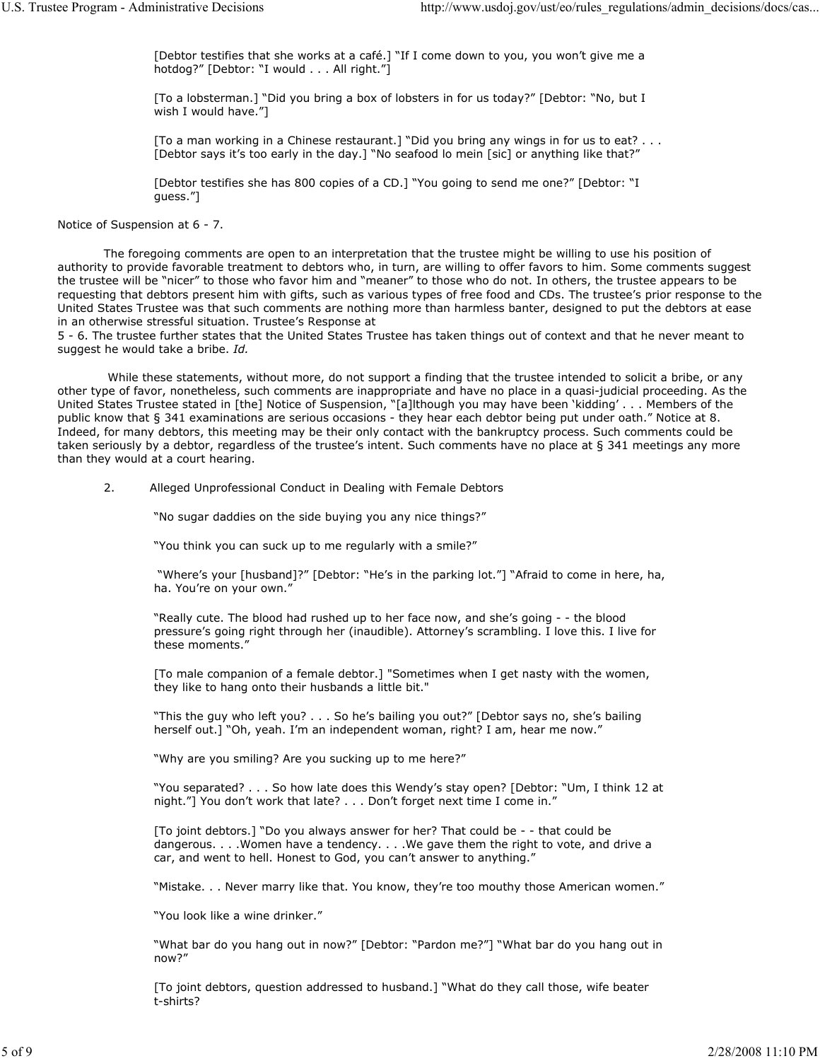> [Debtor testifies that she works at a café.] "If I come down to you, you won't give me a hotdog?" [Debtor: "I would . . . All right."]
>
> [To a lobsterman.] "Did you bring a box of lobsters in for us today?" [Debtor: "No, but I wish I would have."]
>
> [To a man working in a Chinese restaurant.] "Did you bring any wings in for us to eat? . . . [Debtor says it's too early in the day.] "No seafood lo mein [sic] or anything like that?"
>
> [Debtor testifies she has 800 copies of a CD.] "You going to send me one?" [Debtor: "I guess."]

Notice of Suspension at 6 - 7.

The foregoing comments are open to an interpretation that the trustee might be willing to use his position of authority to provide favorable treatment to debtors who, in turn, are willing to offer favors to him. Some comments suggest the trustee will be "nicer" to those who favor him and "meaner" to those who do not. In others, the trustee appears to be requesting that debtors present him with gifts, such as various types of free food and CDs. The trustee's prior response to the United States Trustee was that such comments are nothing more than harmless banter, designed to put the debtors at ease in an otherwise stressful situation. Trustee's Response at 5 - 6. The trustee further states that the United States Trustee has taken things out of context and that he never meant to suggest he would take a bribe. *Id.*

While these statements, without more, do not support a finding that the trustee intended to solicit a bribe, or any other type of favor, nonetheless, such comments are inappropriate and have no place in a quasi-judicial proceeding. As the United States Trustee stated in [the] Notice of Suspension, "[a]lthough you may have been 'kidding' . . . Members of the public know that § 341 examinations are serious occasions - they hear each debtor being put under oath." Notice at 8. Indeed, for many debtors, this meeting may be their only contact with the bankruptcy process. Such comments could be taken seriously by a debtor, regardless of the trustee's intent. Such comments have no place at § 341 meetings any more than they would at a court hearing.

2. Alleged Unprofessional Conduct in Dealing with Female Debtors

> "No sugar daddies on the side buying you any nice things?"
>
> "You think you can suck up to me regularly with a smile?"
>
> "Where's your [husband]?" [Debtor: "He's in the parking lot."] "Afraid to come in here, ha, ha. You're on your own."
>
> "Really cute. The blood had rushed up to her face now, and she's going - - the blood pressure's going right through her (inaudible). Attorney's scrambling. I love this. I live for these moments."
>
> [To male companion of a female debtor.] "Sometimes when I get nasty with the women, they like to hang onto their husbands a little bit."
>
> "This the guy who left you? . . . So he's bailing you out?" [Debtor says no, she's bailing herself out.] "Oh, yeah. I'm an independent woman, right? I am, hear me now."
>
> "Why are you smiling? Are you sucking up to me here?"
>
> "You separated? . . . So how late does this Wendy's stay open? [Debtor: "Um, I think 12 at night."] You don't work that late? . . . Don't forget next time I come in."
>
> [To joint debtors.] "Do you always answer for her? That could be - - that could be dangerous. . . .Women have a tendency. . . .We gave them the right to vote, and drive a car, and went to hell. Honest to God, you can't answer to anything."
>
> "Mistake. . . Never marry like that. You know, they're too mouthy those American women."
>
> "You look like a wine drinker."
>
> "What bar do you hang out in now?" [Debtor: "Pardon me?"] "What bar do you hang out in now?"
>
> [To joint debtors, question addressed to husband.] "What do they call those, wife beater t-shirts?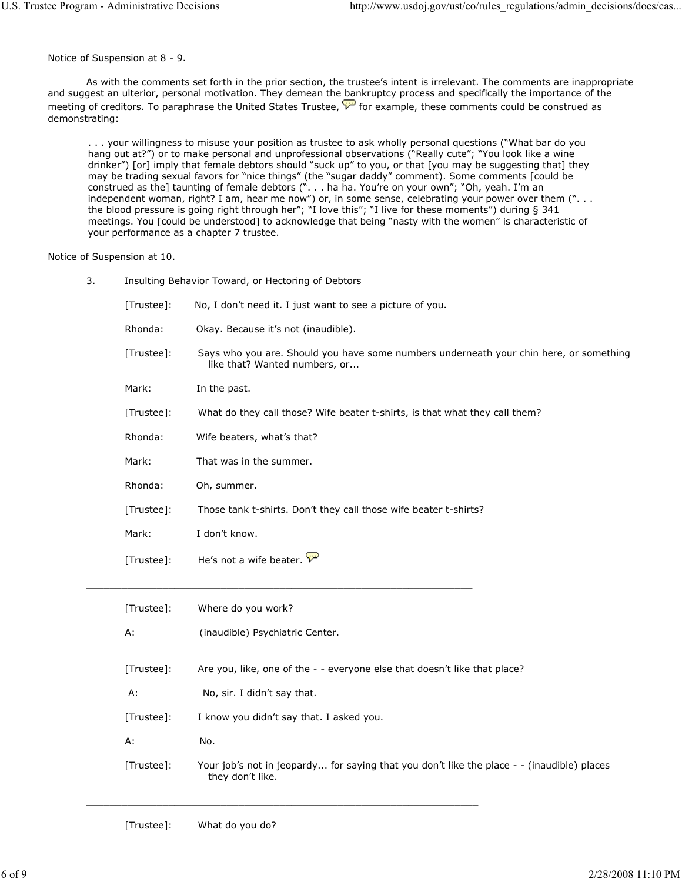Notice of Suspension at 8 - 9.

As with the comments set forth in the prior section, the trustee's intent is irrelevant. The comments are inappropriate and suggest an ulterior, personal motivation. They demean the bankruptcy process and specifically the importance of the meeting of creditors. To paraphrase the United States Trustee, for example, these comments could be construed as demonstrating:

> . . . your willingness to misuse your position as trustee to ask wholly personal questions ("What bar do you hang out at?") or to make personal and unprofessional observations ("Really cute"; "You look like a wine drinker") [or] imply that female debtors should "suck up" to you, or that [you may be suggesting that] they may be trading sexual favors for "nice things" (the "sugar daddy" comment). Some comments [could be construed as the] taunting of female debtors (". . . ha ha. You're on your own"; "Oh, yeah. I'm an independent woman, right? I am, hear me now") or, in some sense, celebrating your power over them (". . . the blood pressure is going right through her"; "I love this"; "I live for these moments") during § 341 meetings. You [could be understood] to acknowledge that being "nasty with the women" is characteristic of your performance as a chapter 7 trustee.

Notice of Suspension at 10.

3. Insulting Behavior Toward, or Hectoring of Debtors

[Trustee]: No, I don't need it. I just want to see a picture of you.

Rhonda: Okay. Because it's not (inaudible).

[Trustee]: Says who you are. Should you have some numbers underneath your chin here, or something like that? Wanted numbers, or...

Mark: In the past.

[Trustee]: What do they call those? Wife beater t-shirts, is that what they call them?

Rhonda: Wife beaters, what's that?

Mark: That was in the summer.

Rhonda: Oh, summer.

[Trustee]: Those tank t-shirts. Don't they call those wife beater t-shirts?

Mark: I don't know.

[Trustee]: He's not a wife beater.

---

[Trustee]: Where do you work?

A: (inaudible) Psychiatric Center.

[Trustee]: Are you, like, one of the - - everyone else that doesn't like that place?

A: No, sir. I didn't say that.

[Trustee]: I know you didn't say that. I asked you.

A: No.

[Trustee]: Your job's not in jeopardy... for saying that you don't like the place - - (inaudible) places they don't like.

---

[Trustee]: What do you do?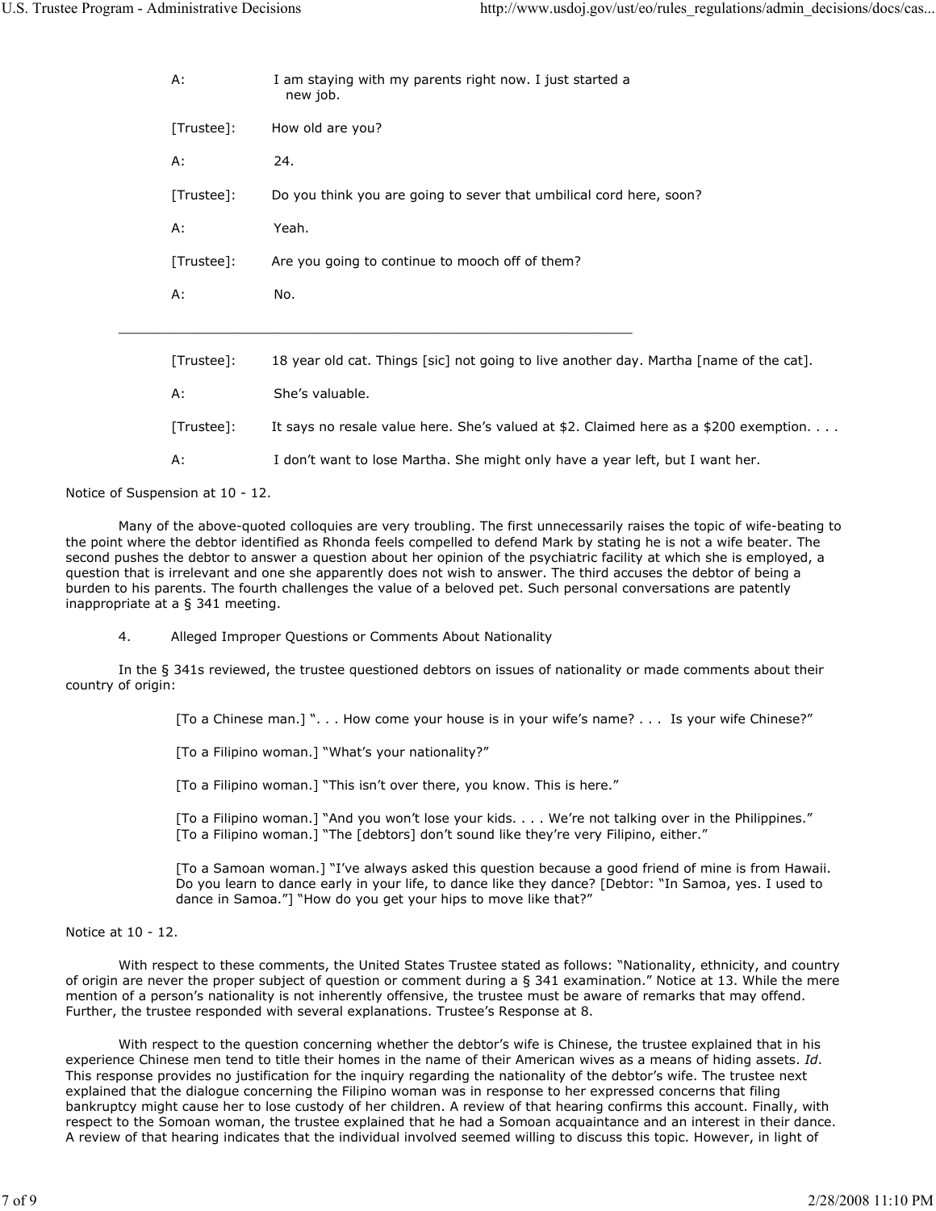A: I am staying with my parents right now. I just started a new job.

[Trustee]: How old are you?

A: 24.

[Trustee]: Do you think you are going to sever that umbilical cord here, soon?

A: Yeah.

[Trustee]: Are you going to continue to mooch off of them?

A: No.

---

[Trustee]: 18 year old cat. Things [sic] not going to live another day. Martha [name of the cat].

A: She's valuable.

[Trustee]: It says no resale value here. She's valued at $2. Claimed here as a $200 exemption. . . .

A: I don't want to lose Martha. She might only have a year left, but I want her.

Notice of Suspension at 10 - 12.

Many of the above-quoted colloquies are very troubling. The first unnecessarily raises the topic of wife-beating to the point where the debtor identified as Rhonda feels compelled to defend Mark by stating he is not a wife beater. The second pushes the debtor to answer a question about her opinion of the psychiatric facility at which she is employed, a question that is irrelevant and one she apparently does not wish to answer. The third accuses the debtor of being a burden to his parents. The fourth challenges the value of a beloved pet. Such personal conversations are patently inappropriate at a § 341 meeting.

4. Alleged Improper Questions or Comments About Nationality

In the § 341s reviewed, the trustee questioned debtors on issues of nationality or made comments about their country of origin:

> [To a Chinese man.] ". . . How come your house is in your wife's name? . . . Is your wife Chinese?"
>
> [To a Filipino woman.] "What's your nationality?"
>
> [To a Filipino woman.] "This isn't over there, you know. This is here."
>
> [To a Filipino woman.] "And you won't lose your kids. . . . We're not talking over in the Philippines."
> [To a Filipino woman.] "The [debtors] don't sound like they're very Filipino, either."
>
> [To a Samoan woman.] "I've always asked this question because a good friend of mine is from Hawaii. Do you learn to dance early in your life, to dance like they dance? [Debtor: "In Samoa, yes. I used to dance in Samoa."] "How do you get your hips to move like that?"

Notice at 10 - 12.

With respect to these comments, the United States Trustee stated as follows: "Nationality, ethnicity, and country of origin are never the proper subject of question or comment during a § 341 examination." Notice at 13. While the mere mention of a person's nationality is not inherently offensive, the trustee must be aware of remarks that may offend. Further, the trustee responded with several explanations. Trustee's Response at 8.

With respect to the question concerning whether the debtor's wife is Chinese, the trustee explained that in his experience Chinese men tend to title their homes in the name of their American wives as a means of hiding assets. *Id*. This response provides no justification for the inquiry regarding the nationality of the debtor's wife. The trustee next explained that the dialogue concerning the Filipino woman was in response to her expressed concerns that filing bankruptcy might cause her to lose custody of her children. A review of that hearing confirms this account. Finally, with respect to the Somoan woman, the trustee explained that he had a Somoan acquaintance and an interest in their dance. A review of that hearing indicates that the individual involved seemed willing to discuss this topic. However, in light of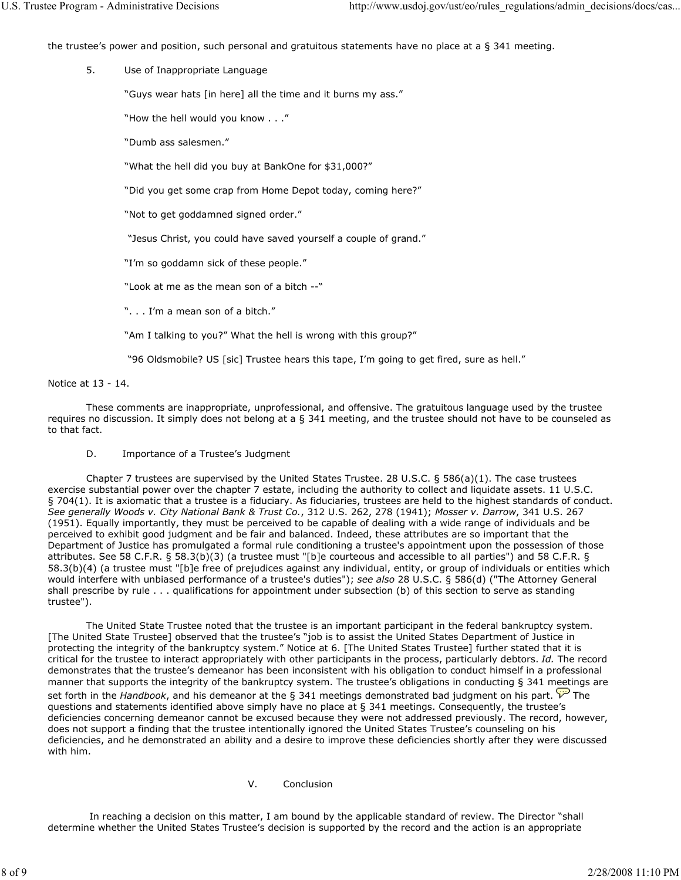the trustee's power and position, such personal and gratuitous statements have no place at a § 341 meeting.

5. Use of Inappropriate Language

"Guys wear hats [in here] all the time and it burns my ass."

"How the hell would you know . . ."

"Dumb ass salesmen."

"What the hell did you buy at BankOne for $31,000?"

"Did you get some crap from Home Depot today, coming here?"

"Not to get goddamned signed order."

"Jesus Christ, you could have saved yourself a couple of grand."

"I'm so goddamn sick of these people."

"Look at me as the mean son of a bitch --"

". . . I'm a mean son of a bitch."

"Am I talking to you?" What the hell is wrong with this group?"

"96 Oldsmobile? US [sic] Trustee hears this tape, I'm going to get fired, sure as hell."

Notice at 13 - 14.

These comments are inappropriate, unprofessional, and offensive. The gratuitous language used by the trustee requires no discussion. It simply does not belong at a § 341 meeting, and the trustee should not have to be counseled as to that fact.

D. Importance of a Trustee's Judgment

Chapter 7 trustees are supervised by the United States Trustee. 28 U.S.C. § 586(a)(1). The case trustees exercise substantial power over the chapter 7 estate, including the authority to collect and liquidate assets. 11 U.S.C. § 704(1). It is axiomatic that a trustee is a fiduciary. As fiduciaries, trustees are held to the highest standards of conduct. *See generally Woods v. City National Bank & Trust Co.*, 312 U.S. 262, 278 (1941); *Mosser v. Darrow*, 341 U.S. 267 (1951). Equally importantly, they must be perceived to be capable of dealing with a wide range of individuals and be perceived to exhibit good judgment and be fair and balanced. Indeed, these attributes are so important that the Department of Justice has promulgated a formal rule conditioning a trustee's appointment upon the possession of those attributes. See 58 C.F.R. § 58.3(b)(3) (a trustee must "[b]e courteous and accessible to all parties") and 58 C.F.R. § 58.3(b)(4) (a trustee must "[b]e free of prejudices against any individual, entity, or group of individuals or entities which would interfere with unbiased performance of a trustee's duties"); *see also* 28 U.S.C. § 586(d) ("The Attorney General shall prescribe by rule . . . qualifications for appointment under subsection (b) of this section to serve as standing trustee").

The United State Trustee noted that the trustee is an important participant in the federal bankruptcy system. [The United State Trustee] observed that the trustee's "job is to assist the United States Department of Justice in protecting the integrity of the bankruptcy system." Notice at 6. [The United States Trustee] further stated that it is critical for the trustee to interact appropriately with other participants in the process, particularly debtors. *Id.* The record demonstrates that the trustee's demeanor has been inconsistent with his obligation to conduct himself in a professional manner that supports the integrity of the bankruptcy system. The trustee's obligations in conducting § 341 meetings are set forth in the *Handbook*, and his demeanor at the § 341 meetings demonstrated bad judgment on his part. The questions and statements identified above simply have no place at § 341 meetings. Consequently, the trustee's deficiencies concerning demeanor cannot be excused because they were not addressed previously. The record, however, does not support a finding that the trustee intentionally ignored the United States Trustee's counseling on his deficiencies, and he demonstrated an ability and a desire to improve these deficiencies shortly after they were discussed with him.

## V. Conclusion

In reaching a decision on this matter, I am bound by the applicable standard of review. The Director "shall determine whether the United States Trustee's decision is supported by the record and the action is an appropriate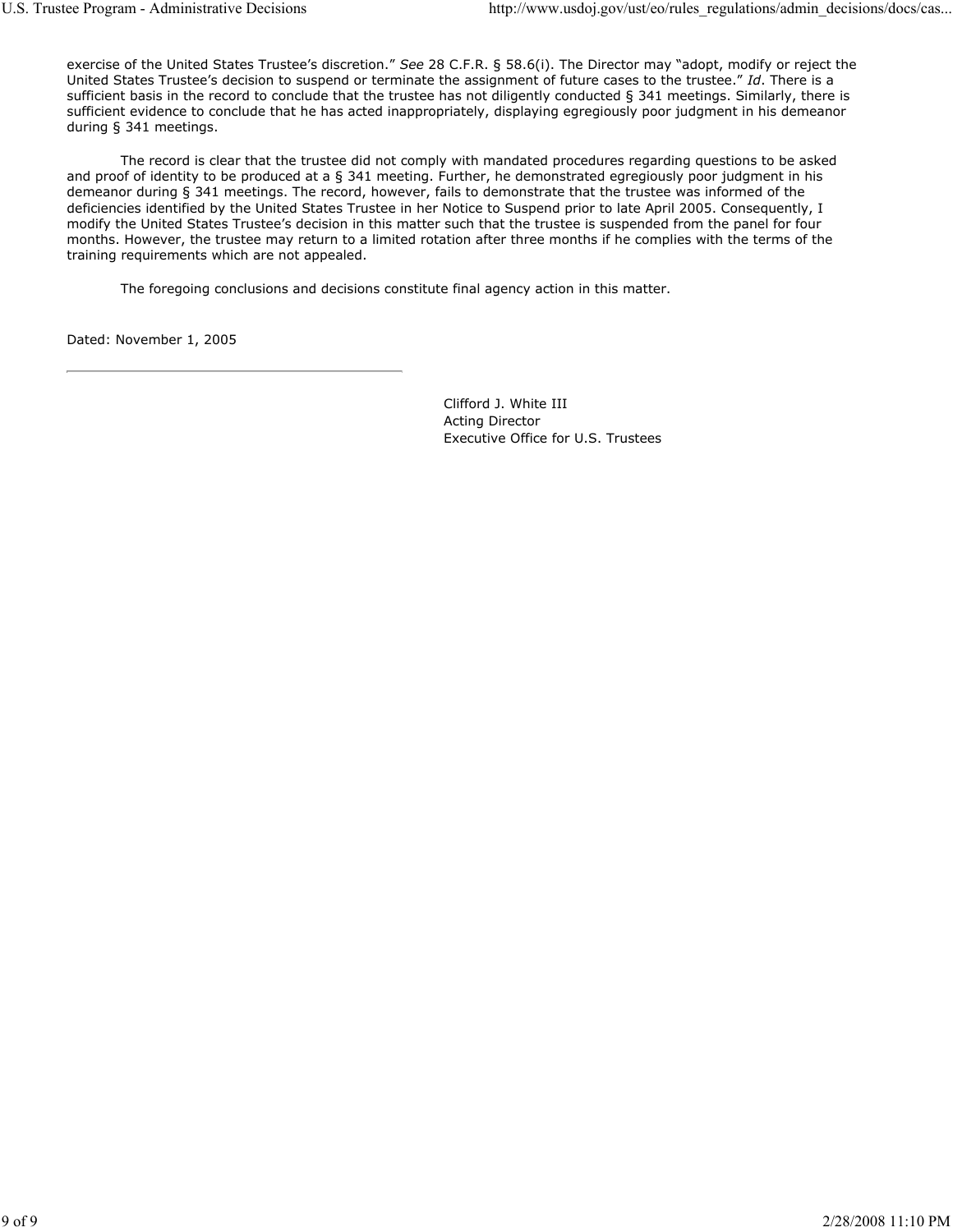exercise of the United States Trustee's discretion." *See* 28 C.F.R. § 58.6(i). The Director may "adopt, modify or reject the United States Trustee's decision to suspend or terminate the assignment of future cases to the trustee." *Id*. There is a sufficient basis in the record to conclude that the trustee has not diligently conducted § 341 meetings. Similarly, there is sufficient evidence to conclude that he has acted inappropriately, displaying egregiously poor judgment in his demeanor during § 341 meetings.

The record is clear that the trustee did not comply with mandated procedures regarding questions to be asked and proof of identity to be produced at a § 341 meeting. Further, he demonstrated egregiously poor judgment in his demeanor during § 341 meetings. The record, however, fails to demonstrate that the trustee was informed of the deficiencies identified by the United States Trustee in her Notice to Suspend prior to late April 2005. Consequently, I modify the United States Trustee's decision in this matter such that the trustee is suspended from the panel for four months. However, the trustee may return to a limited rotation after three months if he complies with the terms of the training requirements which are not appealed.

The foregoing conclusions and decisions constitute final agency action in this matter.

Dated: November 1, 2005

---

Clifford J. White III  
Acting Director  
Executive Office for U.S. Trustees